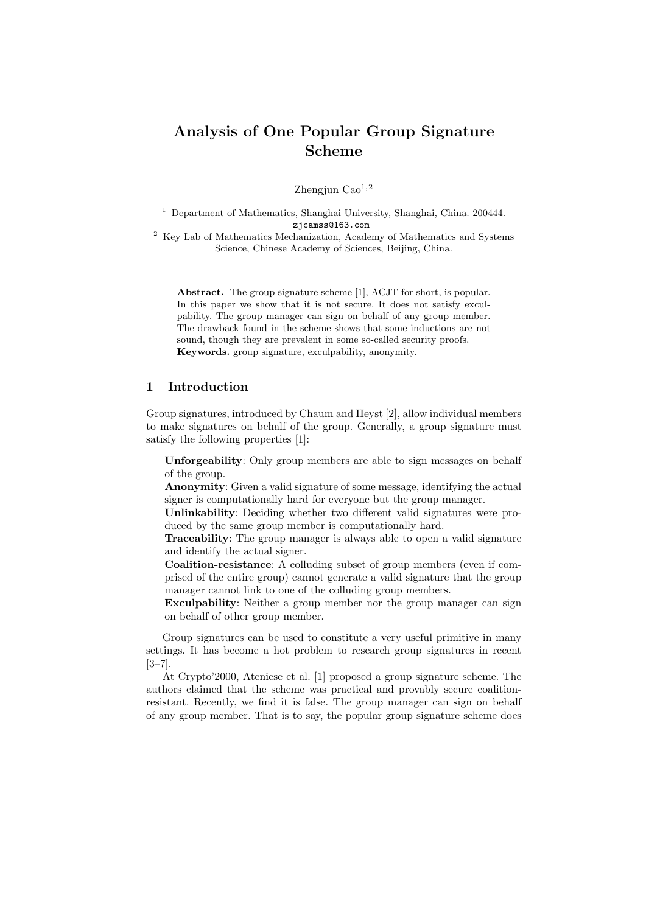# Analysis of One Popular Group Signature Scheme

Zhengjun Cao[1,2]

[1] Department of Mathematics, Shanghai University, Shanghai, China. 200444.
zjcamss@163.com
[2] Key Lab of Mathematics Mechanization, Academy of Mathematics and Systems Science, Chinese Academy of Sciences, Beijing, China.

**Abstract.** The group signature scheme [1], ACJT for short, is popular. In this paper we show that it is not secure. It does not satisfy exculpability. The group manager can sign on behalf of any group member. The drawback found in the scheme shows that some inductions are not sound, though they are prevalent in some so-called security proofs.
**Keywords.** group signature, exculpability, anonymity.

## 1 Introduction

Group signatures, introduced by Chaum and Heyst [2], allow individual members to make signatures on behalf of the group. Generally, a group signature must satisfy the following properties [1]:

**Unforgeability**: Only group members are able to sign messages on behalf of the group.
**Anonymity**: Given a valid signature of some message, identifying the actual signer is computationally hard for everyone but the group manager.
**Unlinkability**: Deciding whether two different valid signatures were produced by the same group member is computationally hard.
**Traceability**: The group manager is always able to open a valid signature and identify the actual signer.
**Coalition-resistance**: A colluding subset of group members (even if comprised of the entire group) cannot generate a valid signature that the group manager cannot link to one of the colluding group members.
**Exculpability**: Neither a group member nor the group manager can sign on behalf of other group member.

Group signatures can be used to constitute a very useful primitive in many settings. It has become a hot problem to research group signatures in recent [3–7].

At Crypto'2000, Ateniese et al. [1] proposed a group signature scheme. The authors claimed that the scheme was practical and provably secure coalition-resistant. Recently, we find it is false. The group manager can sign on behalf of any group member. That is to say, the popular group signature scheme does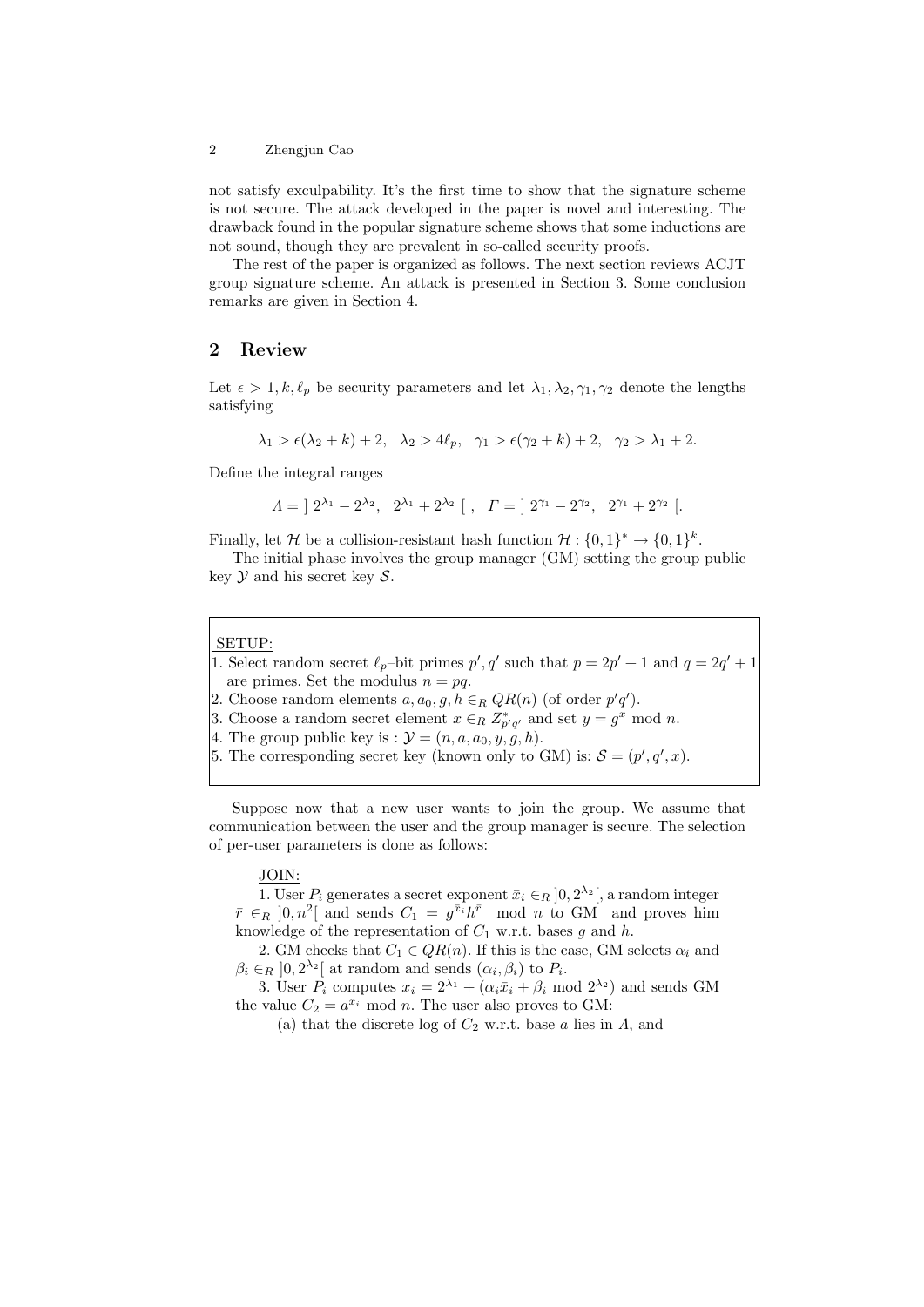not satisfy exculpability. It's the first time to show that the signature scheme is not secure. The attack developed in the paper is novel and interesting. The drawback found in the popular signature scheme shows that some inductions are not sound, though they are prevalent in so-called security proofs.

The rest of the paper is organized as follows. The next section reviews ACJT group signature scheme. An attack is presented in Section 3. Some conclusion remarks are given in Section 4.

## 2 Review

Let $\epsilon > 1, k, \ell_p$ be security parameters and let $\lambda_1, \lambda_2, \gamma_1, \gamma_2$ denote the lengths satisfying

$$\lambda_1 > \epsilon(\lambda_2 + k) + 2, \quad \lambda_2 > 4\ell_p, \quad \gamma_1 > \epsilon(\gamma_2 + k) + 2, \quad \gamma_2 > \lambda_1 + 2.$$

Define the integral ranges

$$\Lambda = \left]\, 2^{\lambda_1} - 2^{\lambda_2}, \;\; 2^{\lambda_1} + 2^{\lambda_2} \,\right[\,, \quad \Gamma = \left]\, 2^{\gamma_1} - 2^{\gamma_2}, \;\; 2^{\gamma_1} + 2^{\gamma_2} \,\right[.$$

Finally, let $\mathcal{H}$ be a collision-resistant hash function $\mathcal{H} : \{0,1\}^* \to \{0,1\}^k$.

The initial phase involves the group manager (GM) setting the group public key $\mathcal{Y}$ and his secret key $\mathcal{S}$.

SETUP:
1. Select random secret $\ell_p$–bit primes $p', q'$ such that $p = 2p' + 1$ and $q = 2q' + 1$ are primes. Set the modulus $n = pq$.
2. Choose random elements $a, a_0, g, h \in_R QR(n)$ (of order $p'q'$).
3. Choose a random secret element $x \in_R Z^*_{p'q'}$ and set $y = g^x \bmod n$.
4. The group public key is : $\mathcal{Y} = (n, a, a_0, y, g, h)$.
5. The corresponding secret key (known only to GM) is: $\mathcal{S} = (p', q', x)$.

Suppose now that a new user wants to join the group. We assume that communication between the user and the group manager is secure. The selection of per-user parameters is done as follows:

JOIN:

1. User $P_i$ generates a secret exponent $\bar{x}_i \in_R ]0, 2^{\lambda_2}[$, a random integer $\bar{r} \in_R ]0, n^2[$ and sends $C_1 = g^{\bar{x}_i} h^{\bar{r}} \bmod n$ to GM and proves him knowledge of the representation of $C_1$ w.r.t. bases $g$ and $h$.

2. GM checks that $C_1 \in QR(n)$. If this is the case, GM selects $\alpha_i$ and $\beta_i \in_R ]0, 2^{\lambda_2}[$ at random and sends $(\alpha_i, \beta_i)$ to $P_i$.

3. User $P_i$ computes $x_i = 2^{\lambda_1} + (\alpha_i \bar{x}_i + \beta_i \bmod 2^{\lambda_2})$ and sends GM the value $C_2 = a^{x_i} \bmod n$. The user also proves to GM:

   (a) that the discrete log of $C_2$ w.r.t. base $a$ lies in $\Lambda$, and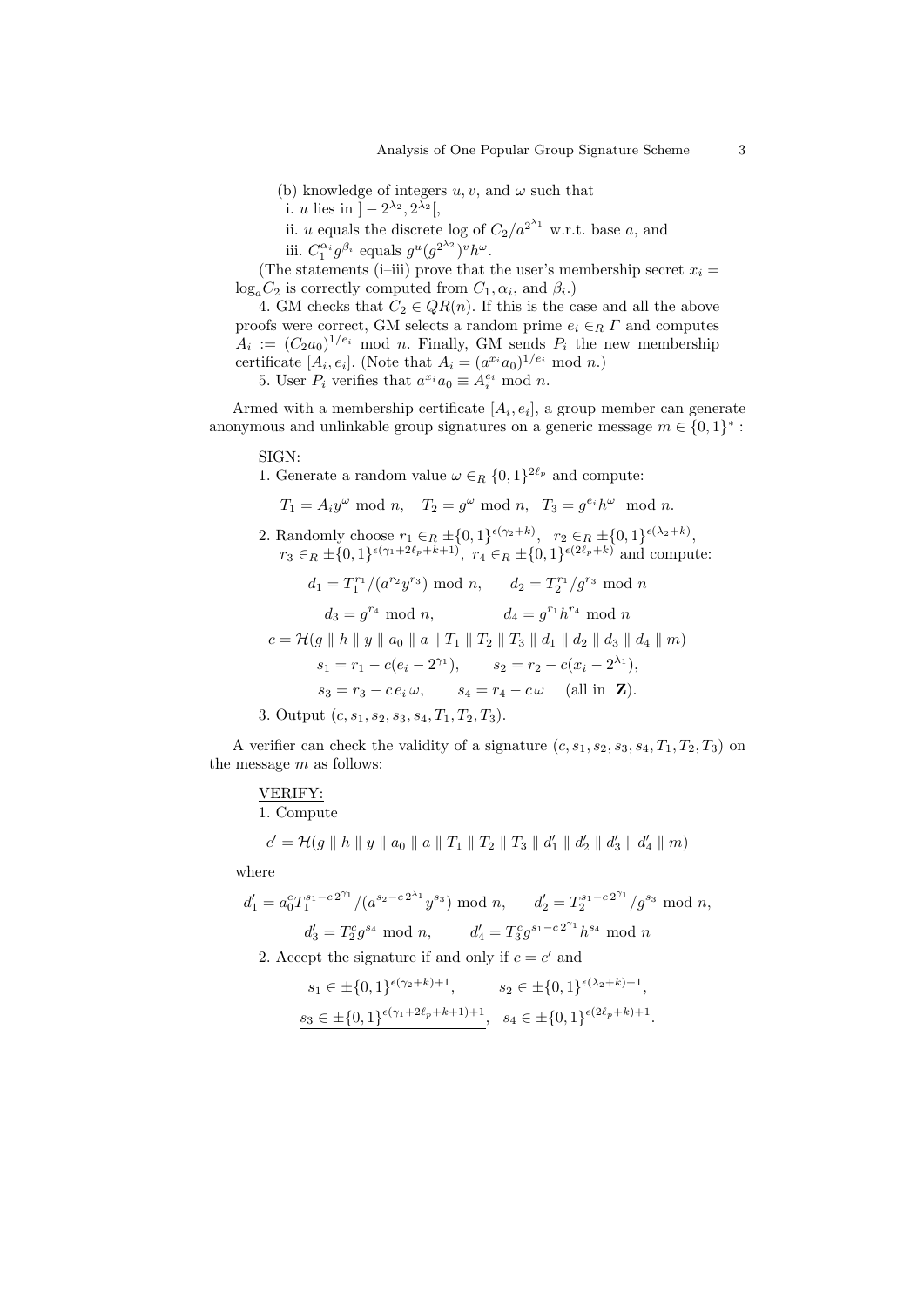(b) knowledge of integers $u, v$, and $\omega$ such that

i. $u$ lies in $]-2^{\lambda_2}, 2^{\lambda_2}[$,

ii. $u$ equals the discrete log of $C_2/a^{2^{\lambda_1}}$ w.r.t. base $a$, and

iii. $C_1^{\alpha_i} g^{\beta_i}$ equals $g^u (g^{2^{\lambda_2}})^v h^\omega$.

(The statements (i–iii) prove that the user's membership secret $x_i = \log_a C_2$ is correctly computed from $C_1, \alpha_i$, and $\beta_i$.)

4. GM checks that $C_2 \in QR(n)$. If this is the case and all the above proofs were correct, GM selects a random prime $e_i \in_R \Gamma$ and computes $A_i := (C_2 a_0)^{1/e_i} \bmod n$. Finally, GM sends $P_i$ the new membership certificate $[A_i, e_i]$. (Note that $A_i = (a^{x_i} a_0)^{1/e_i} \bmod n$.)

5. User $P_i$ verifies that $a^{x_i} a_0 \equiv A_i^{e_i} \bmod n$.

Armed with a membership certificate $[A_i, e_i]$, a group member can generate anonymous and unlinkable group signatures on a generic message $m \in \{0,1\}^*$ :

<u>SIGN:</u>

1. Generate a random value $\omega \in_R \{0,1\}^{2\ell_p}$ and compute:

$$T_1 = A_i y^\omega \bmod n, \quad T_2 = g^\omega \bmod n, \quad T_3 = g^{e_i} h^\omega \bmod n.$$

2. Randomly choose $r_1 \in_R \pm\{0,1\}^{\epsilon(\gamma_2+k)}$, $r_2 \in_R \pm\{0,1\}^{\epsilon(\lambda_2+k)}$, $r_3 \in_R \pm\{0,1\}^{\epsilon(\gamma_1+2\ell_p+k+1)}$, $r_4 \in_R \pm\{0,1\}^{\epsilon(2\ell_p+k)}$ and compute:

$$d_1 = T_1^{r_1}/(a^{r_2} y^{r_3}) \bmod n, \qquad d_2 = T_2^{r_1}/g^{r_3} \bmod n$$

$$d_3 = g^{r_4} \bmod n, \qquad d_4 = g^{r_1} h^{r_4} \bmod n$$

$$c = \mathcal{H}(g \parallel h \parallel y \parallel a_0 \parallel a \parallel T_1 \parallel T_2 \parallel T_3 \parallel d_1 \parallel d_2 \parallel d_3 \parallel d_4 \parallel m)$$

$$s_1 = r_1 - c(e_i - 2^{\gamma_1}), \qquad s_2 = r_2 - c(x_i - 2^{\lambda_1}),$$

$$s_3 = r_3 - c\, e_i\, \omega, \qquad s_4 = r_4 - c\,\omega \quad \text{(all in } \mathbf{Z}\text{)}.$$

3. Output $(c, s_1, s_2, s_3, s_4, T_1, T_2, T_3)$.

A verifier can check the validity of a signature $(c, s_1, s_2, s_3, s_4, T_1, T_2, T_3)$ on the message $m$ as follows:

<u>VERIFY:</u>

1. Compute

$$c' = \mathcal{H}(g \parallel h \parallel y \parallel a_0 \parallel a \parallel T_1 \parallel T_2 \parallel T_3 \parallel d_1' \parallel d_2' \parallel d_3' \parallel d_4' \parallel m)$$

where

$$d_1' = a_0^c T_1^{s_1 - c\,2^{\gamma_1}}/(a^{s_2 - c\,2^{\lambda_1}} y^{s_3}) \bmod n, \qquad d_2' = T_2^{s_1 - c\,2^{\gamma_1}}/g^{s_3} \bmod n,$$

$$d_3' = T_2^c g^{s_4} \bmod n, \qquad d_4' = T_3^c g^{s_1 - c\,2^{\gamma_1}} h^{s_4} \bmod n$$

2. Accept the signature if and only if $c = c'$ and

$$s_1 \in \pm\{0,1\}^{\epsilon(\gamma_2+k)+1}, \qquad s_2 \in \pm\{0,1\}^{\epsilon(\lambda_2+k)+1},$$

$$\underline{s_3 \in \pm\{0,1\}^{\epsilon(\gamma_1+2\ell_p+k+1)+1}}, \quad s_4 \in \pm\{0,1\}^{\epsilon(2\ell_p+k)+1}.$$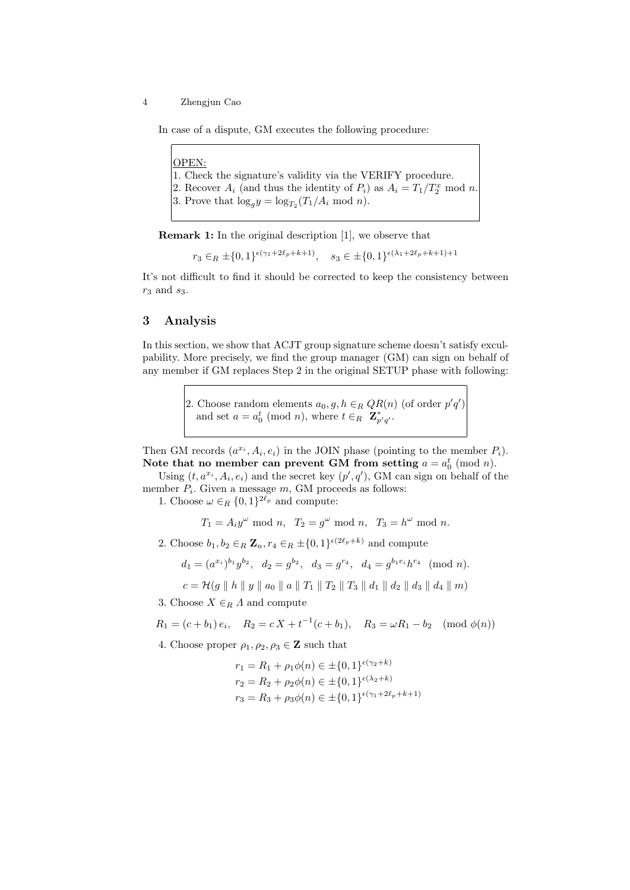In case of a dispute, GM executes the following procedure:

OPEN:
1. Check the signature's validity via the VERIFY procedure.
2. Recover $A_i$ (and thus the identity of $P_i$) as $A_i = T_1/T_2^x \bmod n$.
3. Prove that $\log_g y = \log_{T_2}(T_1/A_i \bmod n)$.

**Remark 1:** In the original description [1], we observe that

$$r_3 \in_R \pm\{0,1\}^{\epsilon(\gamma_1+2\ell_p+k+1)}, \quad s_3 \in \pm\{0,1\}^{\epsilon(\lambda_1+2\ell_p+k+1)+1}$$

It's not difficult to find it should be corrected to keep the consistency between $r_3$ and $s_3$.

## 3 Analysis

In this section, we show that ACJT group signature scheme doesn't satisfy exculpability. More precisely, we find the group manager (GM) can sign on behalf of any member if GM replaces Step 2 in the original SETUP phase with following:

2. Choose random elements $a_0, g, h \in_R QR(n)$ (of order $p'q'$) and set $a = a_0^t \pmod n$, where $t \in_R \mathbf{Z}^*_{p'q'}$.

Then GM records $(a^{x_i}, A_i, e_i)$ in the JOIN phase (pointing to the member $P_i$). **Note that no member can prevent GM from setting** $a = a_0^t \pmod n$.

Using $(t, a^{x_i}, A_i, e_i)$ and the secret key $(p', q')$, GM can sign on behalf of the member $P_i$. Given a message $m$, GM proceeds as follows:

1. Choose $\omega \in_R \{0,1\}^{2\ell_p}$ and compute:

$$T_1 = A_i y^{\omega} \bmod n, \quad T_2 = g^{\omega} \bmod n, \quad T_3 = h^{\omega} \bmod n.$$

2. Choose $b_1, b_2 \in_R \mathbf{Z}_n, r_4 \in_R \pm\{0,1\}^{\epsilon(2\ell_p+k)}$ and compute

$$d_1 = (a^{x_i})^{b_1} y^{b_2}, \quad d_2 = g^{b_2}, \quad d_3 = g^{r_4}, \quad d_4 = g^{b_1 e_i} h^{r_4} \pmod n.$$

$$c = \mathcal{H}(g \parallel h \parallel y \parallel a_0 \parallel a \parallel T_1 \parallel T_2 \parallel T_3 \parallel d_1 \parallel d_2 \parallel d_3 \parallel d_4 \parallel m)$$

3. Choose $X \in_R \Lambda$ and compute

$$R_1 = (c + b_1)\, e_i, \quad R_2 = c\, X + t^{-1}(c + b_1), \quad R_3 = \omega R_1 - b_2 \pmod{\phi(n)}$$

4. Choose proper $\rho_1, \rho_2, \rho_3 \in \mathbf{Z}$ such that

$$r_1 = R_1 + \rho_1 \phi(n) \in \pm\{0,1\}^{\epsilon(\gamma_2+k)}$$
$$r_2 = R_2 + \rho_2 \phi(n) \in \pm\{0,1\}^{\epsilon(\lambda_2+k)}$$
$$r_3 = R_3 + \rho_3 \phi(n) \in \pm\{0,1\}^{\epsilon(\gamma_1+2\ell_p+k+1)}$$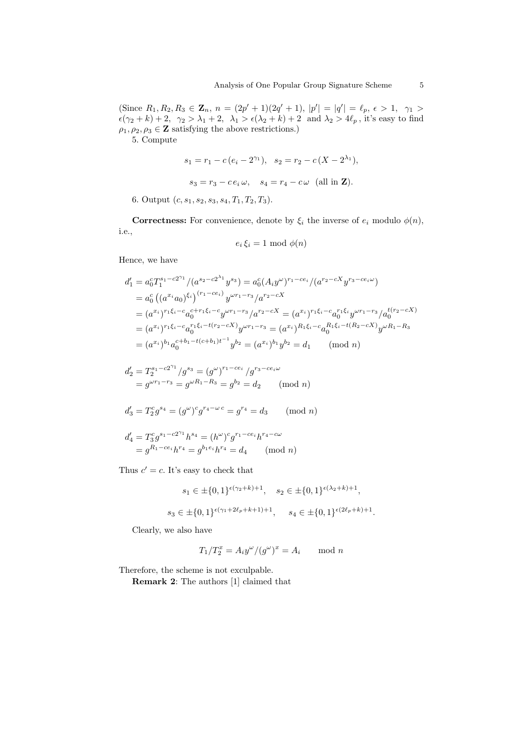(Since $R_1, R_2, R_3 \in \mathbf{Z}_n$, $n = (2p'+1)(2q'+1)$, $|p'| = |q'| = \ell_p$, $\epsilon > 1$, $\gamma_1 > \epsilon(\gamma_2 + k) + 2$, $\gamma_2 > \lambda_1 + 2$, $\lambda_1 > \epsilon(\lambda_2 + k) + 2$ and $\lambda_2 > 4\ell_p$ , it's easy to find $\rho_1, \rho_2, \rho_3 \in \mathbf{Z}$ satisfying the above restrictions.)

5. Compute

$$s_1 = r_1 - c\,(e_i - 2^{\gamma_1}), \quad s_2 = r_2 - c\,(X - 2^{\lambda_1}),$$

$$s_3 = r_3 - c\,e_i\,\omega, \quad s_4 = r_4 - c\,\omega \quad (\text{all in } \mathbf{Z}).$$

6. Output $(c, s_1, s_2, s_3, s_4, T_1, T_2, T_3)$.

**Correctness:** For convenience, denote by $\xi_i$ the inverse of $e_i$ modulo $\phi(n)$, i.e.,

$$e_i\,\xi_i = 1 \bmod \phi(n)$$

Hence, we have

$$\begin{aligned}
d_1' &= a_0^c T_1^{s_1 - c2^{\gamma_1}} / (a^{s_2 - c2^{\lambda_1}} y^{s_3}) = a_0^c (A_i y^{\omega})^{r_1 - ce_i} / (a^{r_2 - cX} y^{r_3 - ce_i\omega}) \\
&= a_0^c \left((a^{x_i} a_0)^{\xi_i}\right)^{(r_1 - ce_i)} y^{\omega r_1 - r_3} / a^{r_2 - cX} \\
&= (a^{x_i})^{r_1\xi_i - c} a_0^{c + r_1\xi_i - c} y^{\omega r_1 - r_3} / a^{r_2 - cX} = (a^{x_i})^{r_1\xi_i - c} a_0^{r_1\xi_i} y^{\omega r_1 - r_3} / a_0^{t(r_2 - cX)} \\
&= (a^{x_i})^{r_1\xi_i - c} a_0^{r_1\xi_i - t(r_2 - cX)} y^{\omega r_1 - r_3} = (a^{x_i})^{R_1\xi_i - c} a_0^{R_1\xi_i - t(R_2 - cX)} y^{\omega R_1 - R_3} \\
&= (a^{x_i})^{b_1} a_0^{c + b_1 - t(c + b_1)t^{-1}} y^{b_2} = (a^{x_i})^{b_1} y^{b_2} = d_1 \qquad (\bmod\ n)
\end{aligned}$$

$$\begin{aligned}
d_2' &= T_2^{s_1 - c2^{\gamma_1}} / g^{s_3} = (g^{\omega})^{r_1 - ce_i} / g^{r_3 - ce_i\omega} \\
&= g^{\omega r_1 - r_3} = g^{\omega R_1 - R_3} = g^{b_2} = d_2 \qquad (\bmod\ n)
\end{aligned}$$

$$d_3' = T_2^c g^{s_4} = (g^{\omega})^c g^{r_4 - \omega c} = g^{r_4} = d_3 \qquad (\bmod\ n)$$

$$\begin{aligned}
d_4' &= T_3^c g^{s_1 - c2^{\gamma_1}} h^{s_4} = (h^{\omega})^c g^{r_1 - ce_i} h^{r_4 - c\omega} \\
&= g^{R_1 - ce_i} h^{r_4} = g^{b_1 e_i} h^{r_4} = d_4 \qquad (\bmod\ n)
\end{aligned}$$

Thus $c' = c$. It's easy to check that

$$s_1 \in \pm\{0,1\}^{\epsilon(\gamma_2 + k) + 1}, \quad s_2 \in \pm\{0,1\}^{\epsilon(\lambda_2 + k) + 1},$$

$$s_3 \in \pm\{0,1\}^{\epsilon(\gamma_1 + 2\ell_p + k + 1) + 1}, \quad s_4 \in \pm\{0,1\}^{\epsilon(2\ell_p + k) + 1}.$$

Clearly, we also have

$$T_1 / T_2^x = A_i y^{\omega} / (g^{\omega})^x = A_i \qquad \bmod\ n$$

Therefore, the scheme is not exculpable.

**Remark 2**: The authors [1] claimed that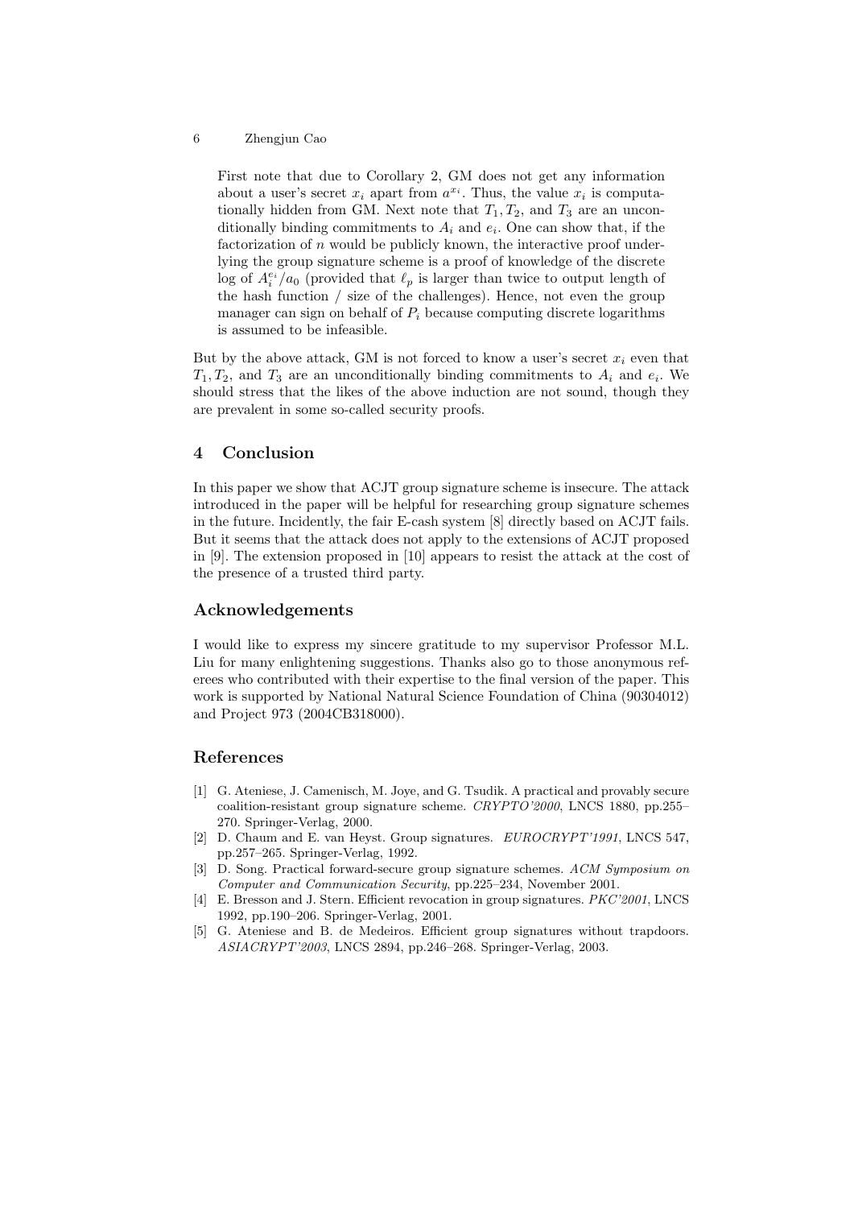> First note that due to Corollary 2, GM does not get any information about a user's secret $x_i$ apart from $a^{x_i}$. Thus, the value $x_i$ is computationally hidden from GM. Next note that $T_1, T_2$, and $T_3$ are an unconditionally binding commitments to $A_i$ and $e_i$. One can show that, if the factorization of $n$ would be publicly known, the interactive proof underlying the group signature scheme is a proof of knowledge of the discrete log of $A_i^{e_i}/a_0$ (provided that $\ell_p$ is larger than twice to output length of the hash function / size of the challenges). Hence, not even the group manager can sign on behalf of $P_i$ because computing discrete logarithms is assumed to be infeasible.

But by the above attack, GM is not forced to know a user's secret $x_i$ even that $T_1, T_2$, and $T_3$ are an unconditionally binding commitments to $A_i$ and $e_i$. We should stress that the likes of the above induction are not sound, though they are prevalent in some so-called security proofs.

## 4 Conclusion

In this paper we show that ACJT group signature scheme is insecure. The attack introduced in the paper will be helpful for researching group signature schemes in the future. Incidently, the fair E-cash system [8] directly based on ACJT fails. But it seems that the attack does not apply to the extensions of ACJT proposed in [9]. The extension proposed in [10] appears to resist the attack at the cost of the presence of a trusted third party.

## Acknowledgements

I would like to express my sincere gratitude to my supervisor Professor M.L. Liu for many enlightening suggestions. Thanks also go to those anonymous referees who contributed with their expertise to the final version of the paper. This work is supported by National Natural Science Foundation of China (90304012) and Project 973 (2004CB318000).

## References

[1] G. Ateniese, J. Camenisch, M. Joye, and G. Tsudik. A practical and provably secure coalition-resistant group signature scheme. *CRYPTO'2000*, LNCS 1880, pp.255–270. Springer-Verlag, 2000.

[2] D. Chaum and E. van Heyst. Group signatures. *EUROCRYPT'1991*, LNCS 547, pp.257–265. Springer-Verlag, 1992.

[3] D. Song. Practical forward-secure group signature schemes. *ACM Symposium on Computer and Communication Security*, pp.225–234, November 2001.

[4] E. Bresson and J. Stern. Efficient revocation in group signatures. *PKC'2001*, LNCS 1992, pp.190–206. Springer-Verlag, 2001.

[5] G. Ateniese and B. de Medeiros. Efficient group signatures without trapdoors. *ASIACRYPT'2003*, LNCS 2894, pp.246–268. Springer-Verlag, 2003.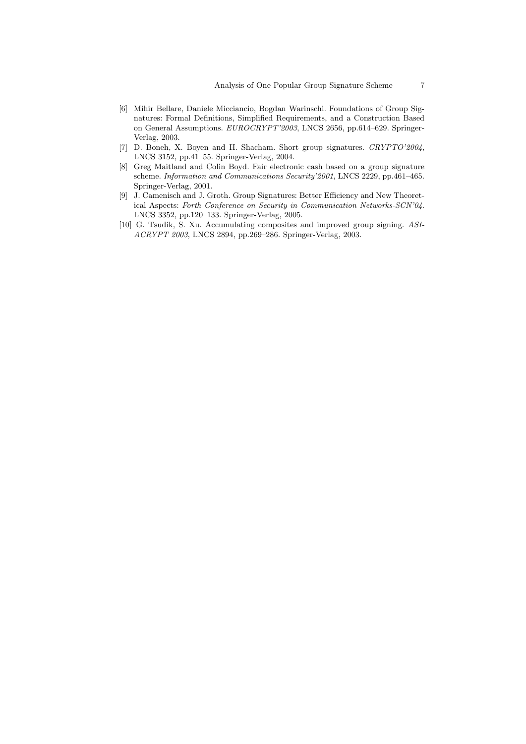[6] Mihir Bellare, Daniele Micciancio, Bogdan Warinschi. Foundations of Group Signatures: Formal Definitions, Simplified Requirements, and a Construction Based on General Assumptions. *EUROCRYPT'2003*, LNCS 2656, pp.614–629. Springer-Verlag, 2003.

[7] D. Boneh, X. Boyen and H. Shacham. Short group signatures. *CRYPTO'2004*, LNCS 3152, pp.41–55. Springer-Verlag, 2004.

[8] Greg Maitland and Colin Boyd. Fair electronic cash based on a group signature scheme. *Information and Communications Security'2001*, LNCS 2229, pp.461–465. Springer-Verlag, 2001.

[9] J. Camenisch and J. Groth. Group Signatures: Better Efficiency and New Theoretical Aspects: *Forth Conference on Security in Communication Networks-SCN'04*. LNCS 3352, pp.120–133. Springer-Verlag, 2005.

[10] G. Tsudik, S. Xu. Accumulating composites and improved group signing. *ASIACRYPT 2003*, LNCS 2894, pp.269–286. Springer-Verlag, 2003.